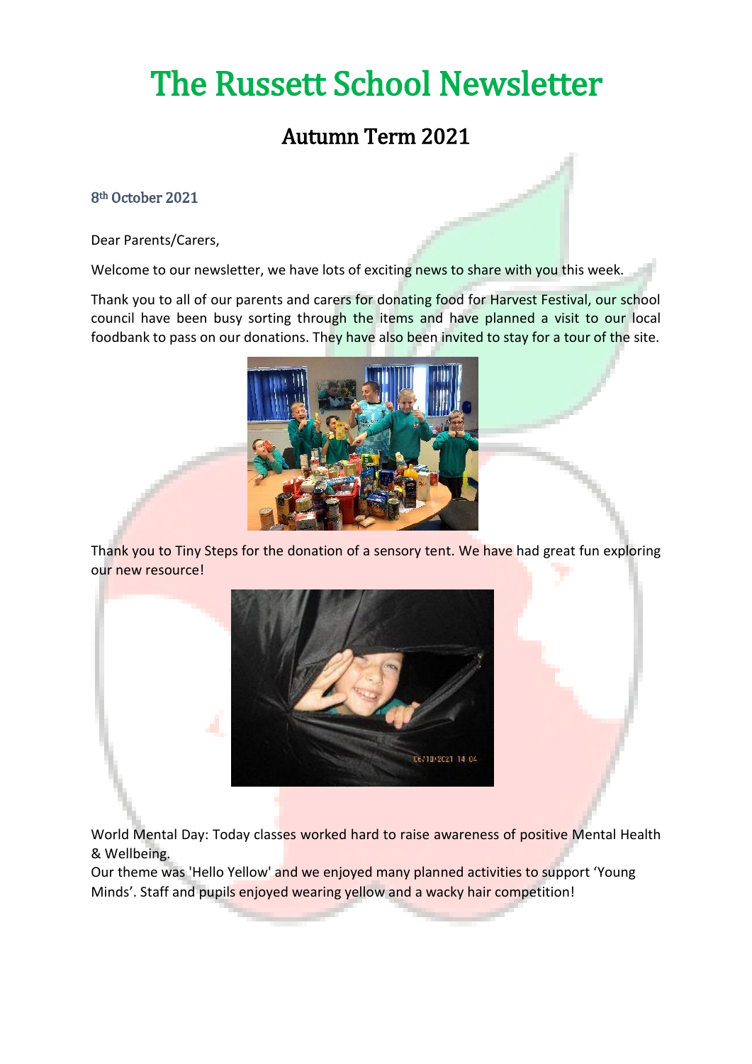# The Russett School Newsletter

## Autumn Term 2021

8th October 2021

Dear Parents/Carers,

Welcome to our newsletter, we have lots of exciting news to share with you this week.

Thank you to all of our parents and carers for donating food for Harvest Festival, our school council have been busy sorting through the items and have planned a visit to our local foodbank to pass on our donations. They have also been invited to stay for a tour of the site.

Thank you to Tiny Steps for the donation of a sensory tent. We have had great fun exploring our new resource!

World Mental Day: Today classes worked hard to raise awareness of positive Mental Health & Wellbeing.
Our theme was 'Hello Yellow' and we enjoyed many planned activities to support 'Young Minds'. Staff and pupils enjoyed wearing yellow and a wacky hair competition!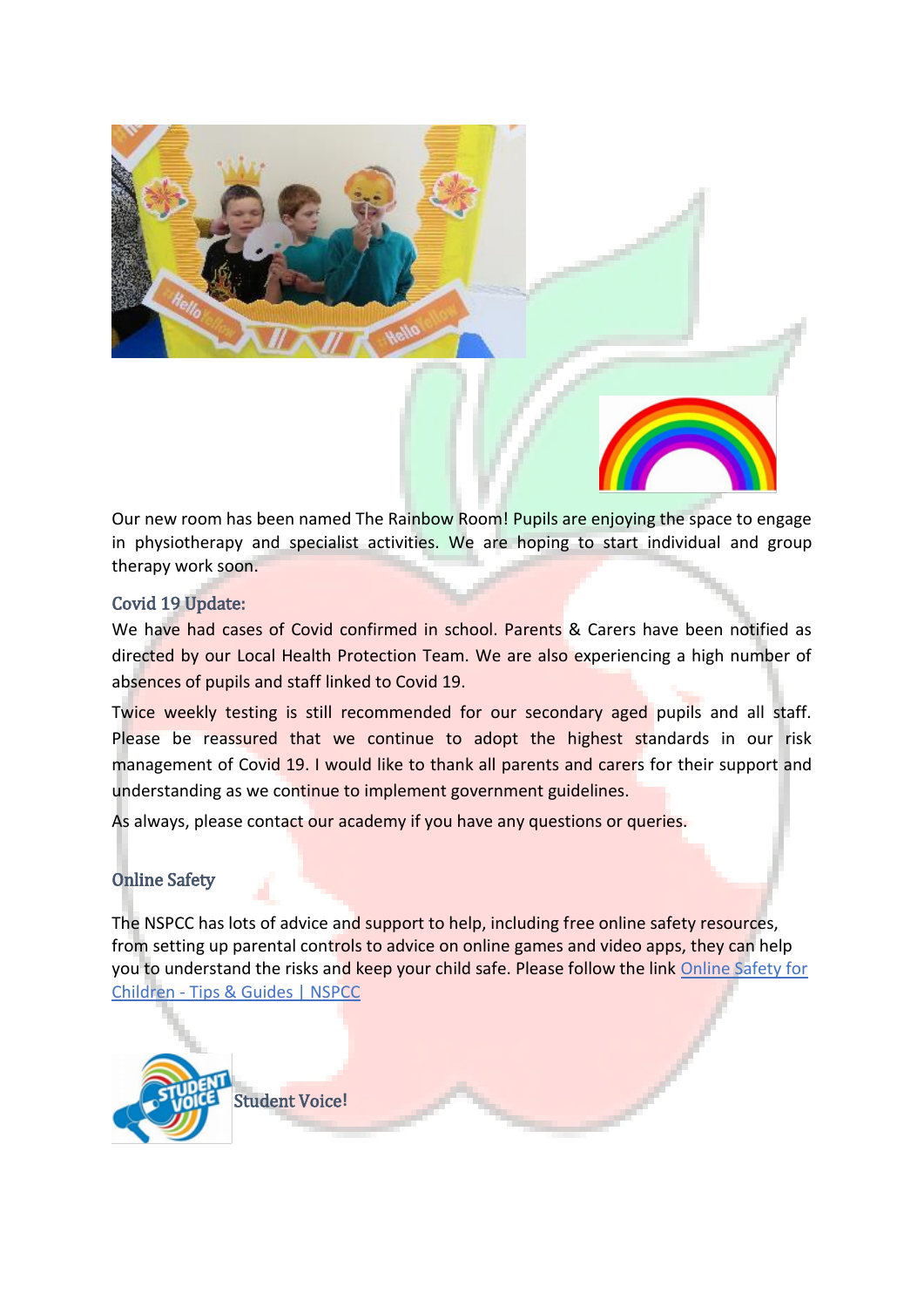Our new room has been named The Rainbow Room! Pupils are enjoying the space to engage in physiotherapy and specialist activities. We are hoping to start individual and group therapy work soon.

## Covid 19 Update:

We have had cases of Covid confirmed in school. Parents & Carers have been notified as directed by our Local Health Protection Team. We are also experiencing a high number of absences of pupils and staff linked to Covid 19.

Twice weekly testing is still recommended for our secondary aged pupils and all staff. Please be reassured that we continue to adopt the highest standards in our risk management of Covid 19. I would like to thank all parents and carers for their support and understanding as we continue to implement government guidelines.

As always, please contact our academy if you have any questions or queries.

## Online Safety

The NSPCC has lots of advice and support to help, including free online safety resources, from setting up parental controls to advice on online games and video apps, they can help you to understand the risks and keep your child safe. Please follow the link [Online Safety for Children - Tips & Guides | NSPCC]

## Student Voice!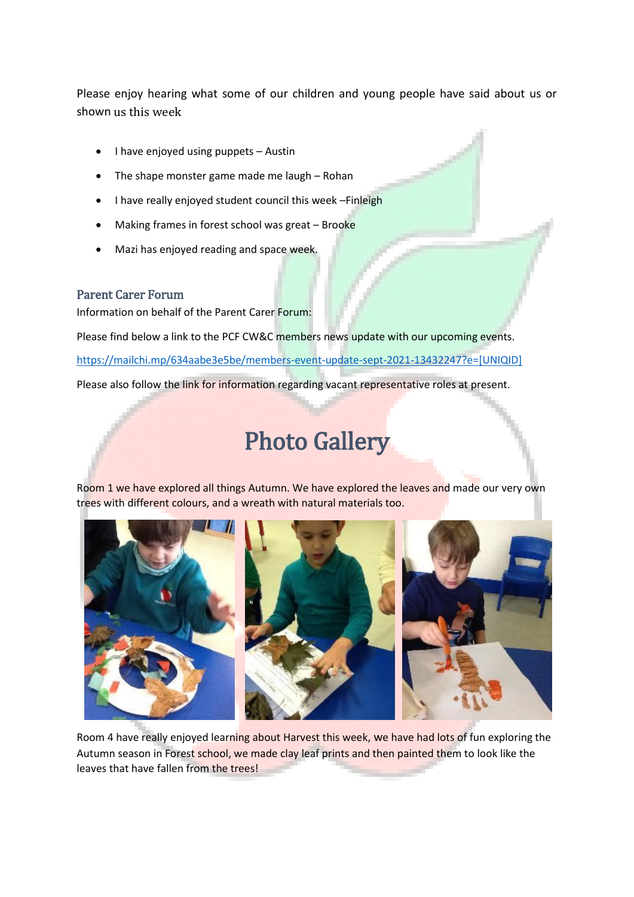Please enjoy hearing what some of our children and young people have said about us or shown us this week

- I have enjoyed using puppets – Austin
- The shape monster game made me laugh – Rohan
- I have really enjoyed student council this week –Finleigh
- Making frames in forest school was great – Brooke
- Mazi has enjoyed reading and space week.

### Parent Carer Forum

Information on behalf of the Parent Carer Forum:

Please find below a link to the PCF CW&C members news update with our upcoming events.

https://mailchi.mp/634aabe3e5be/members-event-update-sept-2021-13432247?e=[UNIQID]

Please also follow the link for information regarding vacant representative roles at present.

# Photo Gallery

Room 1 we have explored all things Autumn. We have explored the leaves and made our very own trees with different colours, and a wreath with natural materials too.

Room 4 have really enjoyed learning about Harvest this week, we have had lots of fun exploring the Autumn season in Forest school, we made clay leaf prints and then painted them to look like the leaves that have fallen from the trees!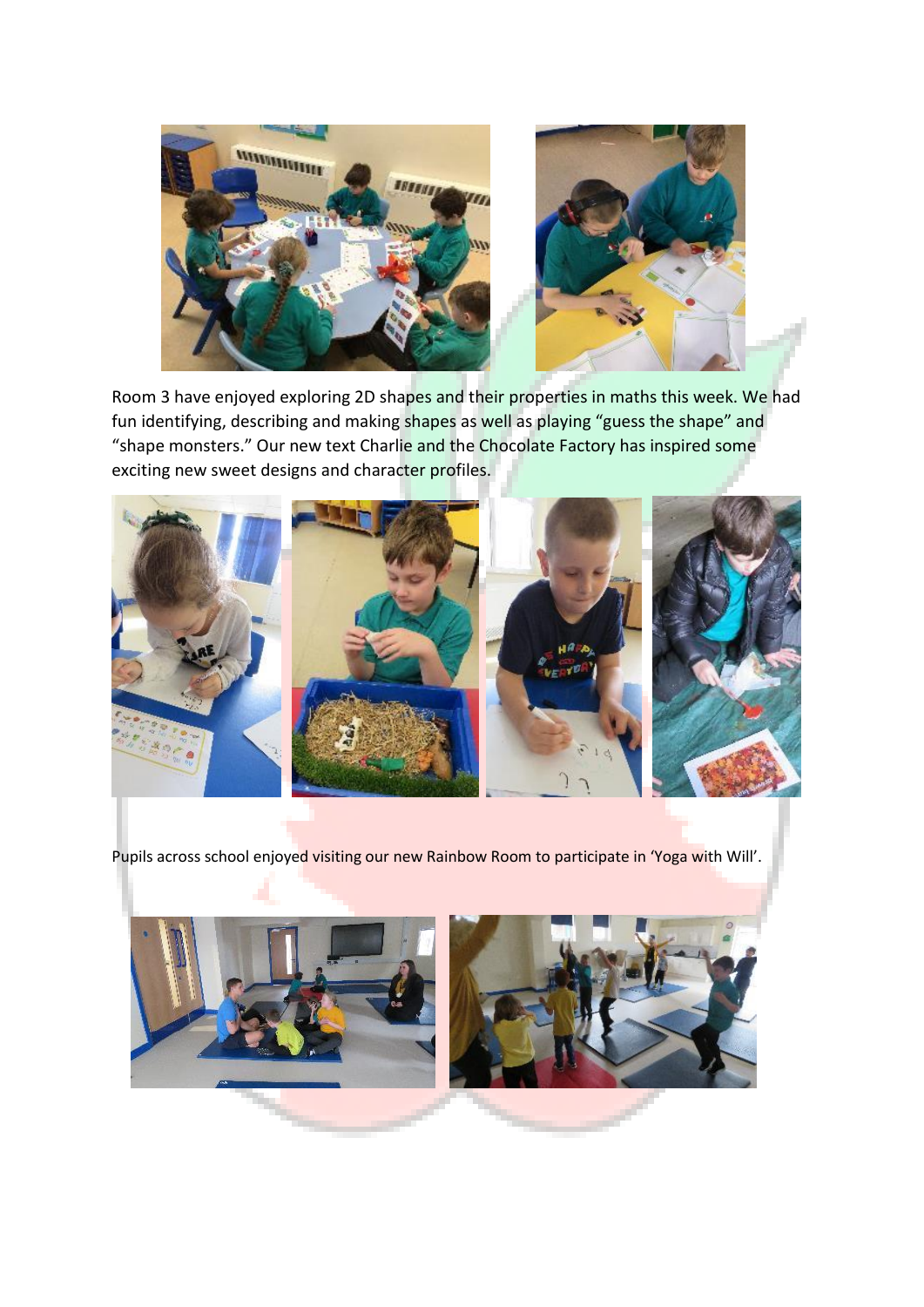Room 3 have enjoyed exploring 2D shapes and their properties in maths this week. We had fun identifying, describing and making shapes as well as playing "guess the shape" and "shape monsters." Our new text Charlie and the Chocolate Factory has inspired some exciting new sweet designs and character profiles.

Pupils across school enjoyed visiting our new Rainbow Room to participate in 'Yoga with Will'.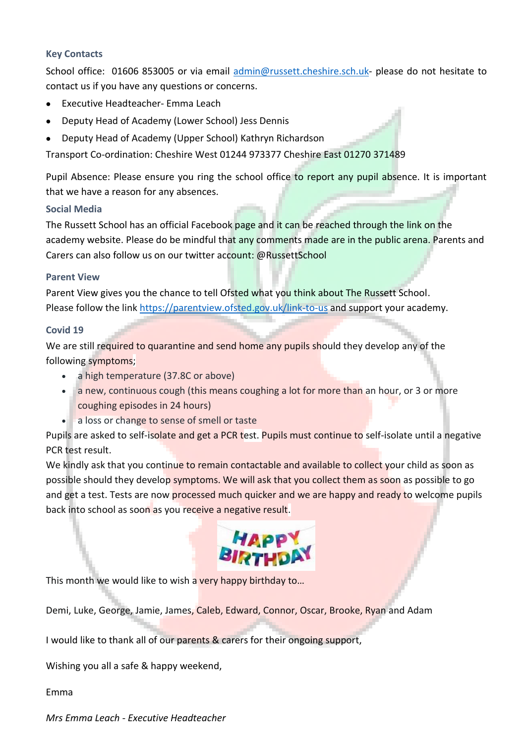### Key Contacts

School office: 01606 853005 or via email admin@russett.cheshire.sch.uk- please do not hesitate to contact us if you have any questions or concerns.

- Executive Headteacher- Emma Leach
- Deputy Head of Academy (Lower School) Jess Dennis
- Deputy Head of Academy (Upper School) Kathryn Richardson

Transport Co-ordination: Cheshire West 01244 973377 Cheshire East 01270 371489

Pupil Absence: Please ensure you ring the school office to report any pupil absence. It is important that we have a reason for any absences.

### Social Media

The Russett School has an official Facebook page and it can be reached through the link on the academy website. Please do be mindful that any comments made are in the public arena. Parents and Carers can also follow us on our twitter account: @RussettSchool

### Parent View

Parent View gives you the chance to tell Ofsted what you think about The Russett School.
Please follow the link https://parentview.ofsted.gov.uk/link-to-us and support your academy.

### Covid 19

We are still required to quarantine and send home any pupils should they develop any of the following symptoms;

- a high temperature (37.8C or above)
- a new, continuous cough (this means coughing a lot for more than an hour, or 3 or more coughing episodes in 24 hours)
- a loss or change to sense of smell or taste

Pupils are asked to self-isolate and get a PCR test. Pupils must continue to self-isolate until a negative PCR test result.

We kindly ask that you continue to remain contactable and available to collect your child as soon as possible should they develop symptoms. We will ask that you collect them as soon as possible to go and get a test. Tests are now processed much quicker and we are happy and ready to welcome pupils back into school as soon as you receive a negative result.

HAPPY BIRTHDAY

This month we would like to wish a very happy birthday to…

Demi, Luke, George, Jamie, James, Caleb, Edward, Connor, Oscar, Brooke, Ryan and Adam

I would like to thank all of our parents & carers for their ongoing support,

Wishing you all a safe & happy weekend,

Emma

*Mrs Emma Leach - Executive Headteacher*